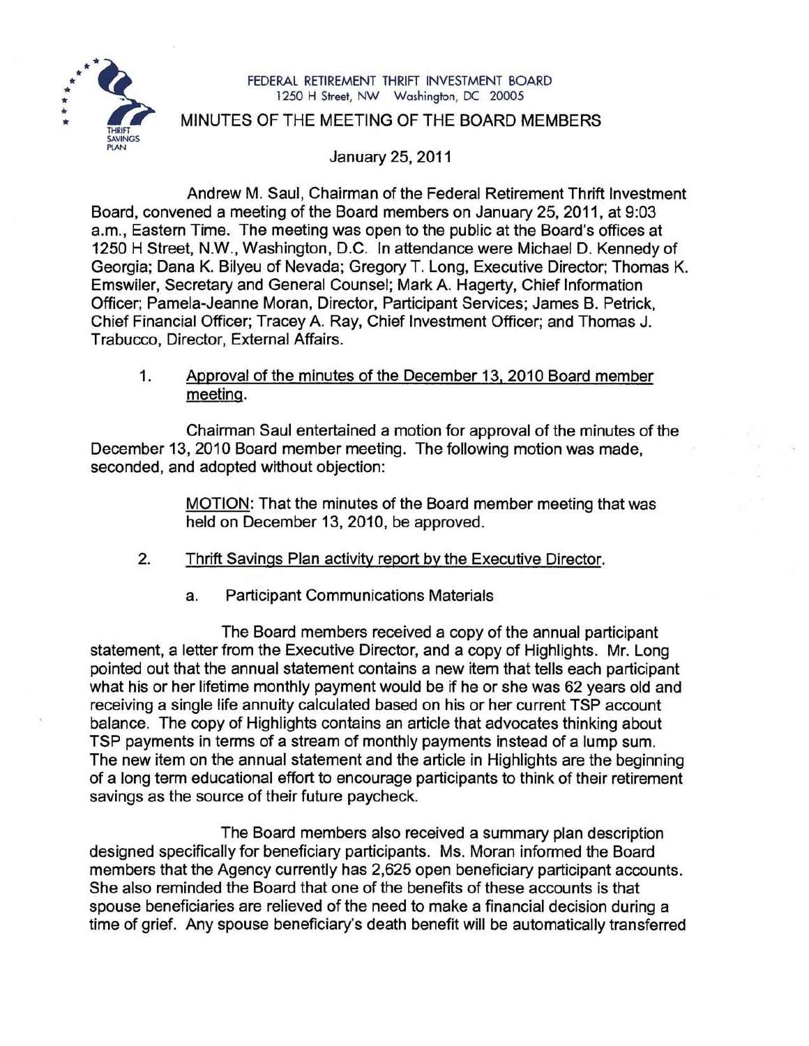FEDERAL RETIREMENT THRIFT INVESTMENT BOARD
1250 H Street, NW Washington, DC 20005

# MINUTES OF THE MEETING OF THE BOARD MEMBERS

January 25, 2011

Andrew M. Saul, Chairman of the Federal Retirement Thrift Investment Board, convened a meeting of the Board members on January 25, 2011, at 9:03 a.m., Eastern Time. The meeting was open to the public at the Board's offices at 1250 H Street, N.W., Washington, D.C. In attendance were Michael D. Kennedy of Georgia; Dana K. Bilyeu of Nevada; Gregory T. Long, Executive Director; Thomas K. Emswiler, Secretary and General Counsel; Mark A. Hagerty, Chief Information Officer; Pamela-Jeanne Moran, Director, Participant Services; James B. Petrick, Chief Financial Officer; Tracey A. Ray, Chief Investment Officer; and Thomas J. Trabucco, Director, External Affairs.

1. Approval of the minutes of the December 13, 2010 Board member meeting.

Chairman Saul entertained a motion for approval of the minutes of the December 13, 2010 Board member meeting. The following motion was made, seconded, and adopted without objection:

> MOTION: That the minutes of the Board member meeting that was held on December 13, 2010, be approved.

2. Thrift Savings Plan activity report by the Executive Director.

   a. Participant Communications Materials

The Board members received a copy of the annual participant statement, a letter from the Executive Director, and a copy of Highlights. Mr. Long pointed out that the annual statement contains a new item that tells each participant what his or her lifetime monthly payment would be if he or she was 62 years old and receiving a single life annuity calculated based on his or her current TSP account balance. The copy of Highlights contains an article that advocates thinking about TSP payments in terms of a stream of monthly payments instead of a lump sum. The new item on the annual statement and the article in Highlights are the beginning of a long term educational effort to encourage participants to think of their retirement savings as the source of their future paycheck.

The Board members also received a summary plan description designed specifically for beneficiary participants. Ms. Moran informed the Board members that the Agency currently has 2,625 open beneficiary participant accounts. She also reminded the Board that one of the benefits of these accounts is that spouse beneficiaries are relieved of the need to make a financial decision during a time of grief. Any spouse beneficiary's death benefit will be automatically transferred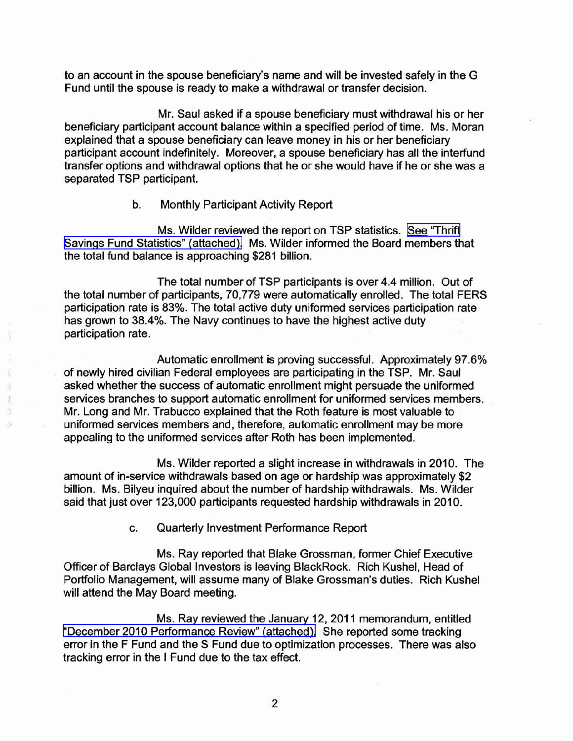to an account in the spouse beneficiary's name and will be invested safely in the G Fund until the spouse is ready to make a withdrawal or transfer decision.

Mr. Saul asked if a spouse beneficiary must withdrawal his or her beneficiary participant account balance within a specified period of time. Ms. Moran explained that a spouse beneficiary can leave money in his or her beneficiary participant account indefinitely. Moreover, a spouse beneficiary has all the interfund transfer options and withdrawal options that he or she would have if he or she was a separated TSP participant.

b. Monthly Participant Activity Report

Ms. Wilder reviewed the report on TSP statistics. See "Thrift Savings Fund Statistics" (attached). Ms. Wilder informed the Board members that the total fund balance is approaching $281 billion.

The total number of TSP participants is over 4.4 million. Out of the total number of participants, 70,779 were automatically enrolled. The total FERS participation rate is 83%. The total active duty uniformed services participation rate has grown to 38.4%. The Navy continues to have the highest active duty participation rate.

Automatic enrollment is proving successful. Approximately 97.6% of newly hired civilian Federal employees are participating in the TSP. Mr. Saul asked whether the success of automatic enrollment might persuade the uniformed services branches to support automatic enrollment for uniformed services members. Mr. Long and Mr. Trabucco explained that the Roth feature is most valuable to uniformed services members and, therefore, automatic enrollment may be more appealing to the uniformed services after Roth has been implemented.

Ms. Wilder reported a slight increase in withdrawals in 2010. The amount of in-service withdrawals based on age or hardship was approximately $2 billion. Ms. Bilyeu inquired about the number of hardship withdrawals. Ms. Wilder said that just over 123,000 participants requested hardship withdrawals in 2010.

c. Quarterly Investment Performance Report

Ms. Ray reported that Blake Grossman, former Chief Executive Officer of Barclays Global Investors is leaving BlackRock. Rich Kushel, Head of Portfolio Management, will assume many of Blake Grossman's duties. Rich Kushel will attend the May Board meeting.

Ms. Ray reviewed the January 12, 2011 memorandum, entitled "December 2010 Performance Review" (attached). She reported some tracking error in the F Fund and the S Fund due to optimization processes. There was also tracking error in the I Fund due to the tax effect.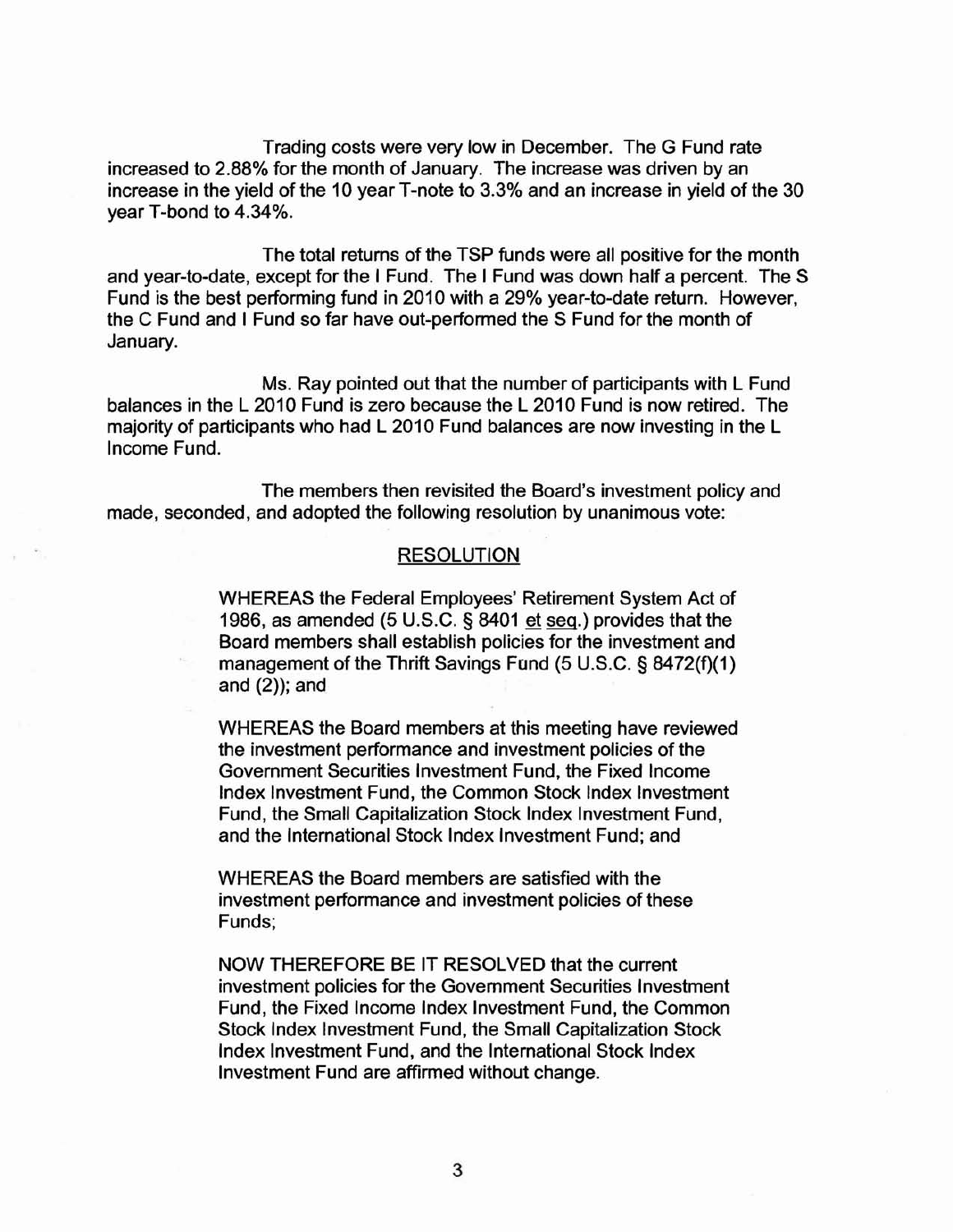Trading costs were very low in December. The G Fund rate increased to 2.88% for the month of January. The increase was driven by an increase in the yield of the 10 year T-note to 3.3% and an increase in yield of the 30 year T-bond to 4.34%.

The total returns of the TSP funds were all positive for the month and year-to-date, except for the I Fund. The I Fund was down half a percent. The S Fund is the best performing fund in 2010 with a 29% year-to-date return. However, the C Fund and I Fund so far have out-performed the S Fund for the month of January.

Ms. Ray pointed out that the number of participants with L Fund balances in the L 2010 Fund is zero because the L 2010 Fund is now retired. The majority of participants who had L 2010 Fund balances are now investing in the L Income Fund.

The members then revisited the Board's investment policy and made, seconded, and adopted the following resolution by unanimous vote:

## RESOLUTION

> WHEREAS the Federal Employees' Retirement System Act of 1986, as amended (5 U.S.C. § 8401 et seq.) provides that the Board members shall establish policies for the investment and management of the Thrift Savings Fund (5 U.S.C. § 8472(f)(1) and (2)); and
>
> WHEREAS the Board members at this meeting have reviewed the investment performance and investment policies of the Government Securities Investment Fund, the Fixed Income Index Investment Fund, the Common Stock Index Investment Fund, the Small Capitalization Stock Index Investment Fund, and the International Stock Index Investment Fund; and
>
> WHEREAS the Board members are satisfied with the investment performance and investment policies of these Funds;
>
> NOW THEREFORE BE IT RESOLVED that the current investment policies for the Government Securities Investment Fund, the Fixed Income Index Investment Fund, the Common Stock Index Investment Fund, the Small Capitalization Stock Index Investment Fund, and the International Stock Index Investment Fund are affirmed without change.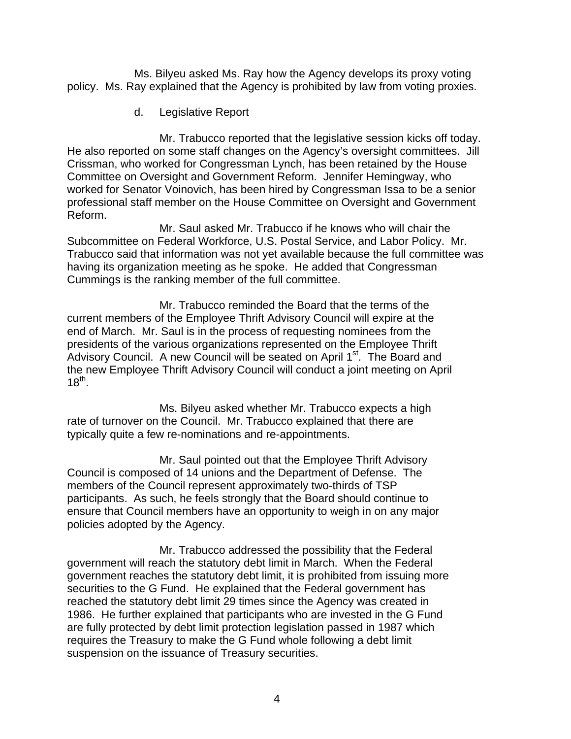Ms. Bilyeu asked Ms. Ray how the Agency develops its proxy voting policy. Ms. Ray explained that the Agency is prohibited by law from voting proxies.

d. Legislative Report

Mr. Trabucco reported that the legislative session kicks off today. He also reported on some staff changes on the Agency's oversight committees. Jill Crissman, who worked for Congressman Lynch, has been retained by the House Committee on Oversight and Government Reform. Jennifer Hemingway, who worked for Senator Voinovich, has been hired by Congressman Issa to be a senior professional staff member on the House Committee on Oversight and Government Reform.

Mr. Saul asked Mr. Trabucco if he knows who will chair the Subcommittee on Federal Workforce, U.S. Postal Service, and Labor Policy. Mr. Trabucco said that information was not yet available because the full committee was having its organization meeting as he spoke. He added that Congressman Cummings is the ranking member of the full committee.

Mr. Trabucco reminded the Board that the terms of the current members of the Employee Thrift Advisory Council will expire at the end of March. Mr. Saul is in the process of requesting nominees from the presidents of the various organizations represented on the Employee Thrift Advisory Council. A new Council will be seated on April 1st. The Board and the new Employee Thrift Advisory Council will conduct a joint meeting on April 18th.

Ms. Bilyeu asked whether Mr. Trabucco expects a high rate of turnover on the Council. Mr. Trabucco explained that there are typically quite a few re-nominations and re-appointments.

Mr. Saul pointed out that the Employee Thrift Advisory Council is composed of 14 unions and the Department of Defense. The members of the Council represent approximately two-thirds of TSP participants. As such, he feels strongly that the Board should continue to ensure that Council members have an opportunity to weigh in on any major policies adopted by the Agency.

Mr. Trabucco addressed the possibility that the Federal government will reach the statutory debt limit in March. When the Federal government reaches the statutory debt limit, it is prohibited from issuing more securities to the G Fund. He explained that the Federal government has reached the statutory debt limit 29 times since the Agency was created in 1986. He further explained that participants who are invested in the G Fund are fully protected by debt limit protection legislation passed in 1987 which requires the Treasury to make the G Fund whole following a debt limit suspension on the issuance of Treasury securities.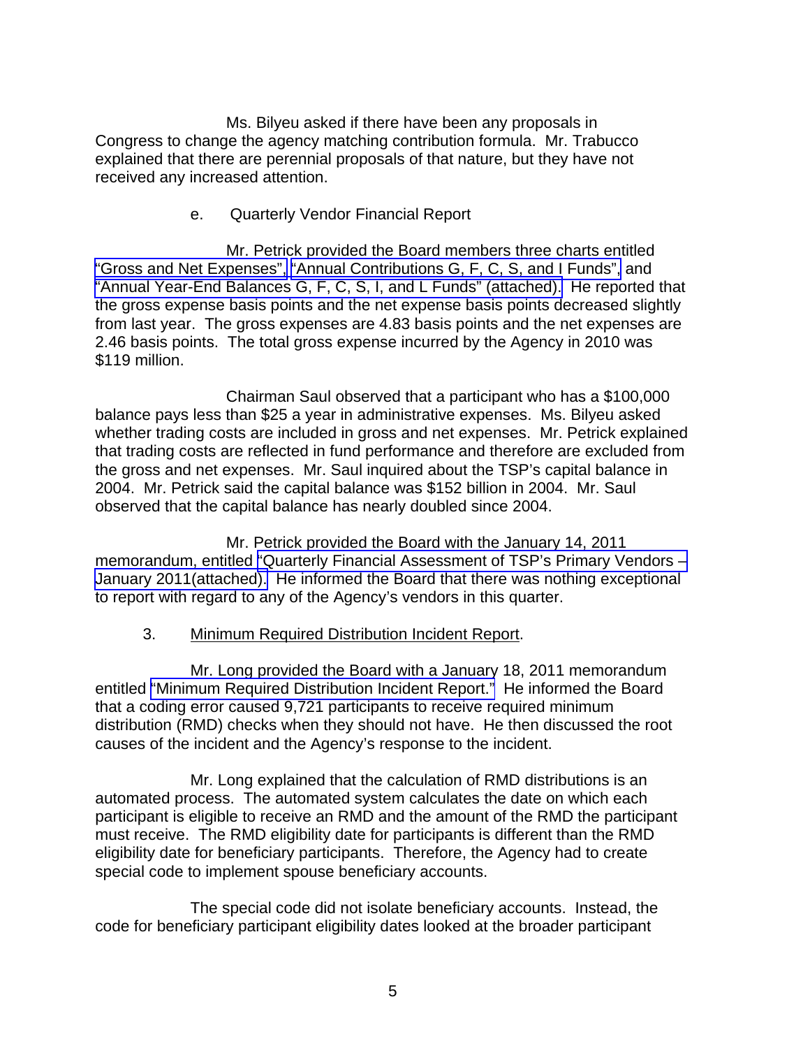Ms. Bilyeu asked if there have been any proposals in Congress to change the agency matching contribution formula. Mr. Trabucco explained that there are perennial proposals of that nature, but they have not received any increased attention.

e. Quarterly Vendor Financial Report

Mr. Petrick provided the Board members three charts entitled "Gross and Net Expenses", "Annual Contributions G, F, C, S, and I Funds", and "Annual Year-End Balances G, F, C, S, I, and L Funds" (attached). He reported that the gross expense basis points and the net expense basis points decreased slightly from last year. The gross expenses are 4.83 basis points and the net expenses are 2.46 basis points. The total gross expense incurred by the Agency in 2010 was $119 million.

Chairman Saul observed that a participant who has a $100,000 balance pays less than $25 a year in administrative expenses. Ms. Bilyeu asked whether trading costs are included in gross and net expenses. Mr. Petrick explained that trading costs are reflected in fund performance and therefore are excluded from the gross and net expenses. Mr. Saul inquired about the TSP's capital balance in 2004. Mr. Petrick said the capital balance was $152 billion in 2004. Mr. Saul observed that the capital balance has nearly doubled since 2004.

Mr. Petrick provided the Board with the January 14, 2011 memorandum, entitled "Quarterly Financial Assessment of TSP's Primary Vendors – January 2011(attached). He informed the Board that there was nothing exceptional to report with regard to any of the Agency's vendors in this quarter.

3. Minimum Required Distribution Incident Report.

Mr. Long provided the Board with a January 18, 2011 memorandum entitled "Minimum Required Distribution Incident Report." He informed the Board that a coding error caused 9,721 participants to receive required minimum distribution (RMD) checks when they should not have. He then discussed the root causes of the incident and the Agency's response to the incident.

Mr. Long explained that the calculation of RMD distributions is an automated process. The automated system calculates the date on which each participant is eligible to receive an RMD and the amount of the RMD the participant must receive. The RMD eligibility date for participants is different than the RMD eligibility date for beneficiary participants. Therefore, the Agency had to create special code to implement spouse beneficiary accounts.

The special code did not isolate beneficiary accounts. Instead, the code for beneficiary participant eligibility dates looked at the broader participant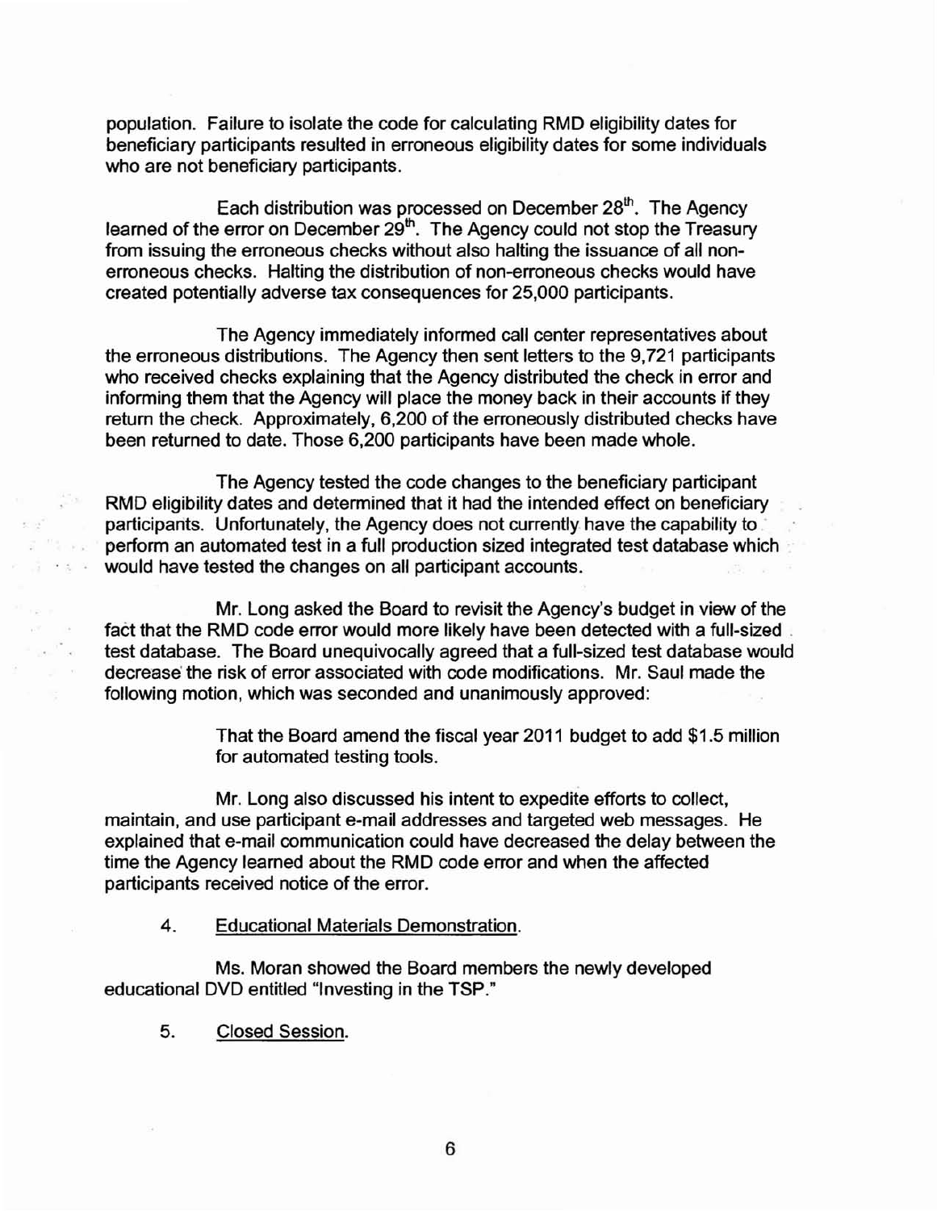population. Failure to isolate the code for calculating RMD eligibility dates for beneficiary participants resulted in erroneous eligibility dates for some individuals who are not beneficiary participants.

Each distribution was processed on December 28th. The Agency learned of the error on December 29th. The Agency could not stop the Treasury from issuing the erroneous checks without also halting the issuance of all non-erroneous checks. Halting the distribution of non-erroneous checks would have created potentially adverse tax consequences for 25,000 participants.

The Agency immediately informed call center representatives about the erroneous distributions. The Agency then sent letters to the 9,721 participants who received checks explaining that the Agency distributed the check in error and informing them that the Agency will place the money back in their accounts if they return the check. Approximately, 6,200 of the erroneously distributed checks have been returned to date. Those 6,200 participants have been made whole.

The Agency tested the code changes to the beneficiary participant RMD eligibility dates and determined that it had the intended effect on beneficiary participants. Unfortunately, the Agency does not currently have the capability to perform an automated test in a full production sized integrated test database which would have tested the changes on all participant accounts.

Mr. Long asked the Board to revisit the Agency's budget in view of the fact that the RMD code error would more likely have been detected with a full-sized test database. The Board unequivocally agreed that a full-sized test database would decrease the risk of error associated with code modifications. Mr. Saul made the following motion, which was seconded and unanimously approved:

> That the Board amend the fiscal year 2011 budget to add $1.5 million for automated testing tools.

Mr. Long also discussed his intent to expedite efforts to collect, maintain, and use participant e-mail addresses and targeted web messages. He explained that e-mail communication could have decreased the delay between the time the Agency learned about the RMD code error and when the affected participants received notice of the error.

4. Educational Materials Demonstration.

Ms. Moran showed the Board members the newly developed educational DVD entitled "Investing in the TSP."

5. Closed Session.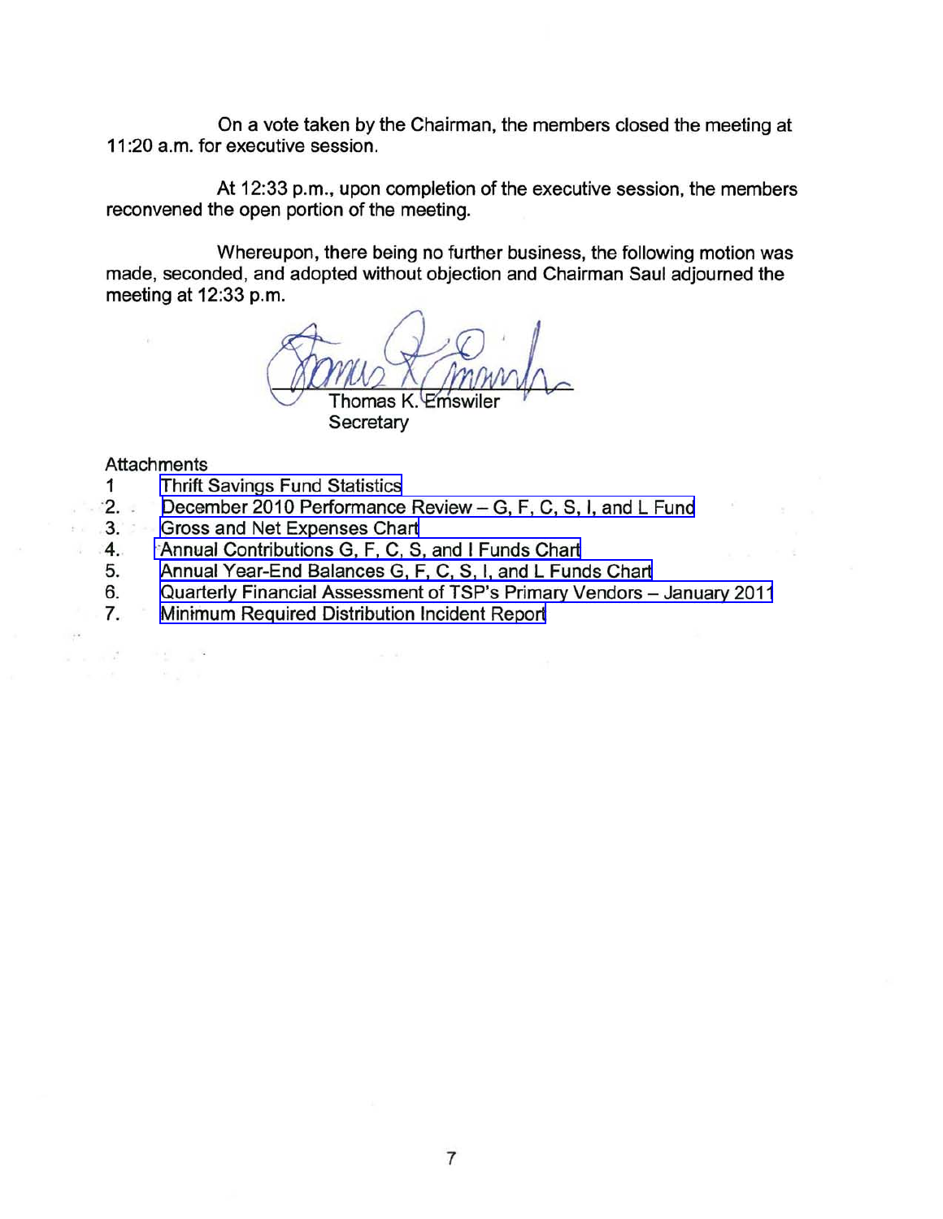On a vote taken by the Chairman, the members closed the meeting at 11:20 a.m. for executive session.

At 12:33 p.m., upon completion of the executive session, the members reconvened the open portion of the meeting.

Whereupon, there being no further business, the following motion was made, seconded, and adopted without objection and Chairman Saul adjourned the meeting at 12:33 p.m.

Thomas K. Emswiler
Secretary

Attachments

1. Thrift Savings Fund Statistics
2. December 2010 Performance Review – G, F, C, S, I, and L Fund
3. Gross and Net Expenses Chart
4. Annual Contributions G, F, C, S, and I Funds Chart
5. Annual Year-End Balances G, F, C, S, I, and L Funds Chart
6. Quarterly Financial Assessment of TSP's Primary Vendors – January 2011
7. Minimum Required Distribution Incident Report